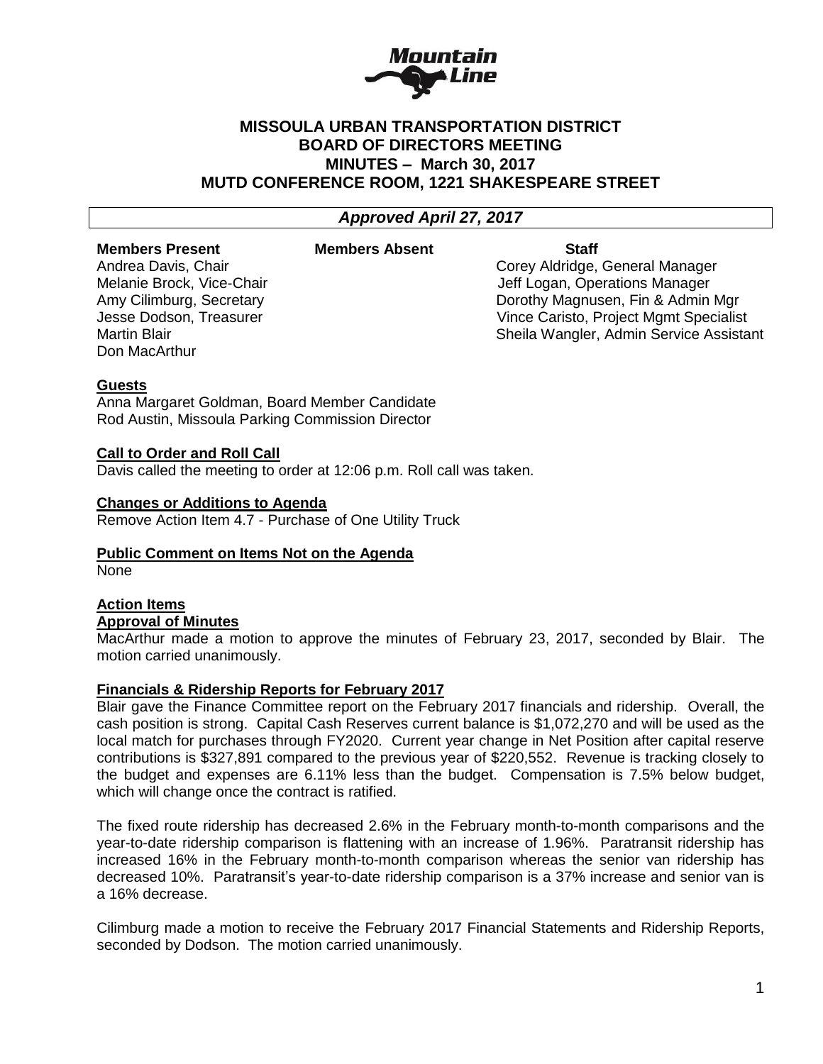# MISSOULA URBAN TRANSPORTATION DISTRICT
## BOARD OF DIRECTORS MEETING
## MINUTES – March 30, 2017
## MUTD CONFERENCE ROOM, 1221 SHAKESPEARE STREET

***Approved April 27, 2017***

| Members Present | Members Absent | Staff |
|---|---|---|
| Andrea Davis, Chair | | Corey Aldridge, General Manager |
| Melanie Brock, Vice-Chair | | Jeff Logan, Operations Manager |
| Amy Cilimburg, Secretary | | Dorothy Magnusen, Fin & Admin Mgr |
| Jesse Dodson, Treasurer | | Vince Caristo, Project Mgmt Specialist |
| Martin Blair | | Sheila Wangler, Admin Service Assistant |
| Don MacArthur | | |

**Guests**

Anna Margaret Goldman, Board Member Candidate
Rod Austin, Missoula Parking Commission Director

**Call to Order and Roll Call**

Davis called the meeting to order at 12:06 p.m. Roll call was taken.

**Changes or Additions to Agenda**

Remove Action Item 4.7 - Purchase of One Utility Truck

**Public Comment on Items Not on the Agenda**

None

**Action Items**

**Approval of Minutes**

MacArthur made a motion to approve the minutes of February 23, 2017, seconded by Blair. The motion carried unanimously.

**Financials & Ridership Reports for February 2017**

Blair gave the Finance Committee report on the February 2017 financials and ridership. Overall, the cash position is strong. Capital Cash Reserves current balance is $1,072,270 and will be used as the local match for purchases through FY2020. Current year change in Net Position after capital reserve contributions is $327,891 compared to the previous year of $220,552. Revenue is tracking closely to the budget and expenses are 6.11% less than the budget. Compensation is 7.5% below budget, which will change once the contract is ratified.

The fixed route ridership has decreased 2.6% in the February month-to-month comparisons and the year-to-date ridership comparison is flattening with an increase of 1.96%. Paratransit ridership has increased 16% in the February month-to-month comparison whereas the senior van ridership has decreased 10%. Paratransit's year-to-date ridership comparison is a 37% increase and senior van is a 16% decrease.

Cilimburg made a motion to receive the February 2017 Financial Statements and Ridership Reports, seconded by Dodson. The motion carried unanimously.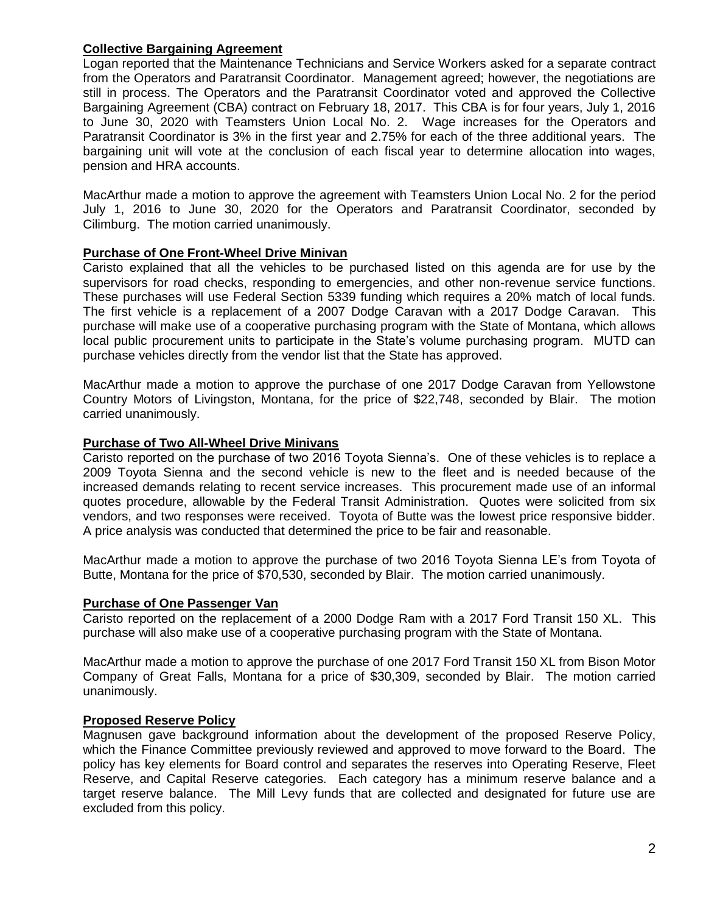**Collective Bargaining Agreement**

Logan reported that the Maintenance Technicians and Service Workers asked for a separate contract from the Operators and Paratransit Coordinator. Management agreed; however, the negotiations are still in process. The Operators and the Paratransit Coordinator voted and approved the Collective Bargaining Agreement (CBA) contract on February 18, 2017. This CBA is for four years, July 1, 2016 to June 30, 2020 with Teamsters Union Local No. 2. Wage increases for the Operators and Paratransit Coordinator is 3% in the first year and 2.75% for each of the three additional years. The bargaining unit will vote at the conclusion of each fiscal year to determine allocation into wages, pension and HRA accounts.

MacArthur made a motion to approve the agreement with Teamsters Union Local No. 2 for the period July 1, 2016 to June 30, 2020 for the Operators and Paratransit Coordinator, seconded by Cilimburg. The motion carried unanimously.

**Purchase of One Front-Wheel Drive Minivan**

Caristo explained that all the vehicles to be purchased listed on this agenda are for use by the supervisors for road checks, responding to emergencies, and other non-revenue service functions. These purchases will use Federal Section 5339 funding which requires a 20% match of local funds. The first vehicle is a replacement of a 2007 Dodge Caravan with a 2017 Dodge Caravan. This purchase will make use of a cooperative purchasing program with the State of Montana, which allows local public procurement units to participate in the State's volume purchasing program. MUTD can purchase vehicles directly from the vendor list that the State has approved.

MacArthur made a motion to approve the purchase of one 2017 Dodge Caravan from Yellowstone Country Motors of Livingston, Montana, for the price of $22,748, seconded by Blair. The motion carried unanimously.

**Purchase of Two All-Wheel Drive Minivans**

Caristo reported on the purchase of two 2016 Toyota Sienna's. One of these vehicles is to replace a 2009 Toyota Sienna and the second vehicle is new to the fleet and is needed because of the increased demands relating to recent service increases. This procurement made use of an informal quotes procedure, allowable by the Federal Transit Administration. Quotes were solicited from six vendors, and two responses were received. Toyota of Butte was the lowest price responsive bidder. A price analysis was conducted that determined the price to be fair and reasonable.

MacArthur made a motion to approve the purchase of two 2016 Toyota Sienna LE's from Toyota of Butte, Montana for the price of $70,530, seconded by Blair. The motion carried unanimously.

**Purchase of One Passenger Van**

Caristo reported on the replacement of a 2000 Dodge Ram with a 2017 Ford Transit 150 XL. This purchase will also make use of a cooperative purchasing program with the State of Montana.

MacArthur made a motion to approve the purchase of one 2017 Ford Transit 150 XL from Bison Motor Company of Great Falls, Montana for a price of $30,309, seconded by Blair. The motion carried unanimously.

**Proposed Reserve Policy**

Magnusen gave background information about the development of the proposed Reserve Policy, which the Finance Committee previously reviewed and approved to move forward to the Board. The policy has key elements for Board control and separates the reserves into Operating Reserve, Fleet Reserve, and Capital Reserve categories. Each category has a minimum reserve balance and a target reserve balance. The Mill Levy funds that are collected and designated for future use are excluded from this policy.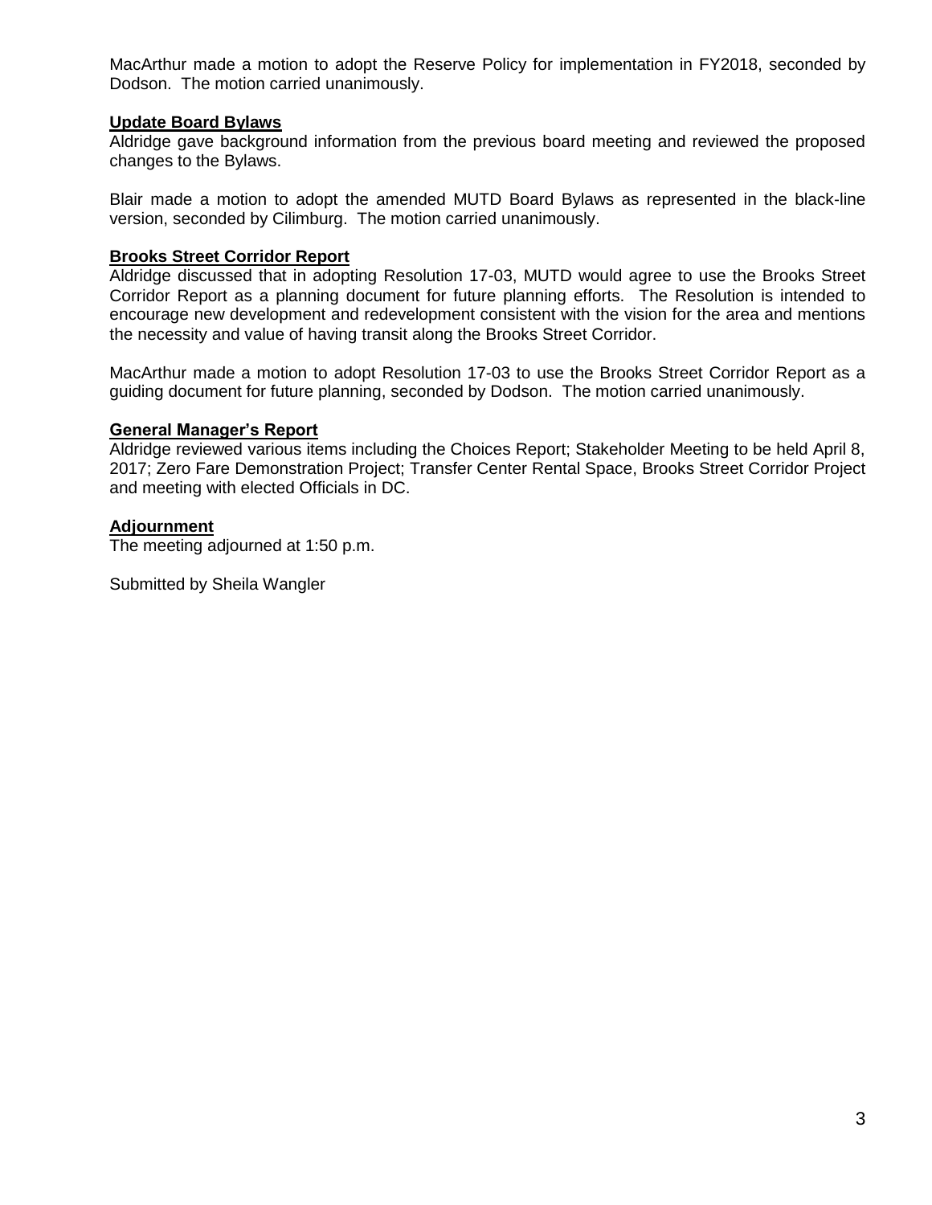MacArthur made a motion to adopt the Reserve Policy for implementation in FY2018, seconded by Dodson. The motion carried unanimously.

**Update Board Bylaws**

Aldridge gave background information from the previous board meeting and reviewed the proposed changes to the Bylaws.

Blair made a motion to adopt the amended MUTD Board Bylaws as represented in the black-line version, seconded by Cilimburg. The motion carried unanimously.

**Brooks Street Corridor Report**

Aldridge discussed that in adopting Resolution 17-03, MUTD would agree to use the Brooks Street Corridor Report as a planning document for future planning efforts. The Resolution is intended to encourage new development and redevelopment consistent with the vision for the area and mentions the necessity and value of having transit along the Brooks Street Corridor.

MacArthur made a motion to adopt Resolution 17-03 to use the Brooks Street Corridor Report as a guiding document for future planning, seconded by Dodson. The motion carried unanimously.

**General Manager's Report**

Aldridge reviewed various items including the Choices Report; Stakeholder Meeting to be held April 8, 2017; Zero Fare Demonstration Project; Transfer Center Rental Space, Brooks Street Corridor Project and meeting with elected Officials in DC.

**Adjournment**

The meeting adjourned at 1:50 p.m.

Submitted by Sheila Wangler